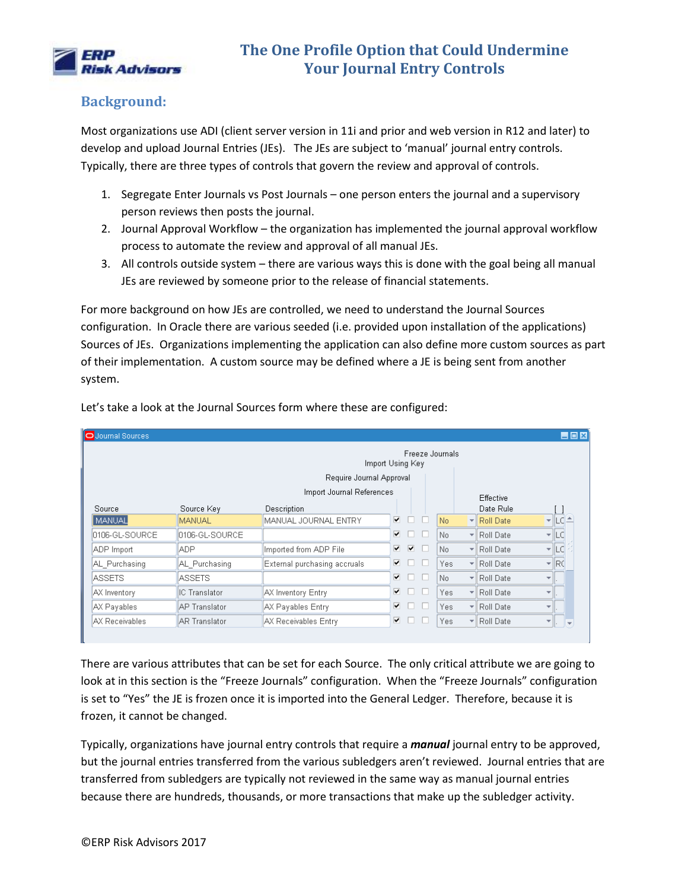# The One Profile Option that Could Undermine Your Journal Entry Controls

## Background:

Most organizations use ADI (client server version in 11i and prior and web version in R12 and later) to develop and upload Journal Entries (JEs). The JEs are subject to 'manual' journal entry controls. Typically, there are three types of controls that govern the review and approval of controls.

1. Segregate Enter Journals vs Post Journals – one person enters the journal and a supervisory person reviews then posts the journal.
2. Journal Approval Workflow – the organization has implemented the journal approval workflow process to automate the review and approval of all manual JEs.
3. All controls outside system – there are various ways this is done with the goal being all manual JEs are reviewed by someone prior to the release of financial statements.

For more background on how JEs are controlled, we need to understand the Journal Sources configuration. In Oracle there are various seeded (i.e. provided upon installation of the applications) Sources of JEs. Organizations implementing the application can also define more custom sources as part of their implementation. A custom source may be defined where a JE is being sent from another system.

Let's take a look at the Journal Sources form where these are configured:

**Journal Sources**

| Source | Source Key | Description | Import Journal References | Require Journal Approval | Import Using Key | Freeze Journals | Effective Date Rule | [ ] |
|---|---|---|---|---|---|---|---|---|
| MANUAL | MANUAL | MANUAL JOURNAL ENTRY | ☑ | ☐ | ☐ | No | Roll Date | LC |
| 0106-GL-SOURCE | 0106-GL-SOURCE | | ☑ | ☐ | ☐ | No | Roll Date | LC |
| ADP Import | ADP | Imported from ADP File | ☑ | ☑ | ☐ | No | Roll Date | LC |
| AL_Purchasing | AL_Purchasing | External purchasing accruals | ☑ | ☐ | ☐ | Yes | Roll Date | RC |
| ASSETS | ASSETS | | ☑ | ☐ | ☐ | No | Roll Date | |
| AX Inventory | IC Translator | AX Inventory Entry | ☑ | ☐ | ☐ | Yes | Roll Date | |
| AX Payables | AP Translator | AX Payables Entry | ☑ | ☐ | ☐ | Yes | Roll Date | |
| AX Receivables | AR Translator | AX Receivables Entry | ☑ | ☐ | ☐ | Yes | Roll Date | |

There are various attributes that can be set for each Source. The only critical attribute we are going to look at in this section is the "Freeze Journals" configuration. When the "Freeze Journals" configuration is set to "Yes" the JE is frozen once it is imported into the General Ledger. Therefore, because it is frozen, it cannot be changed.

Typically, organizations have journal entry controls that require a ***manual*** journal entry to be approved, but the journal entries transferred from the various subledgers aren't reviewed. Journal entries that are transferred from subledgers are typically not reviewed in the same way as manual journal entries because there are hundreds, thousands, or more transactions that make up the subledger activity.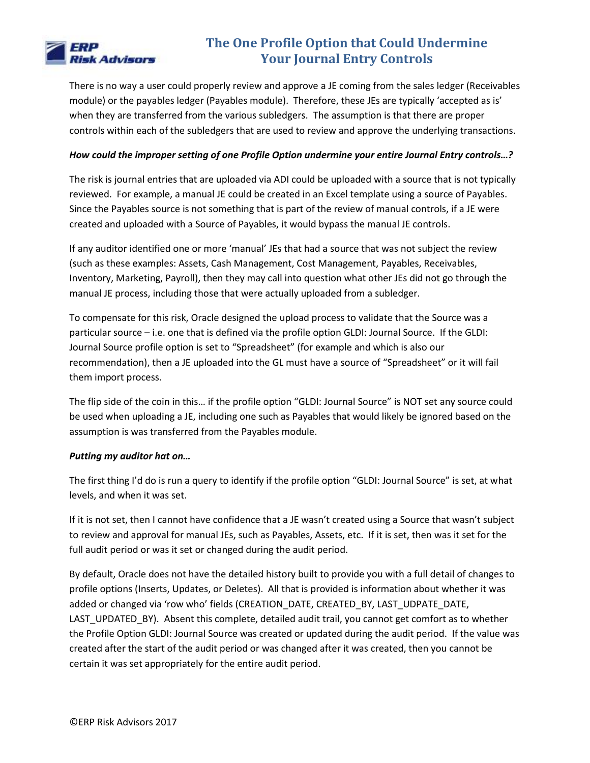There is no way a user could properly review and approve a JE coming from the sales ledger (Receivables module) or the payables ledger (Payables module). Therefore, these JEs are typically 'accepted as is' when they are transferred from the various subledgers. The assumption is that there are proper controls within each of the subledgers that are used to review and approve the underlying transactions.

***How could the improper setting of one Profile Option undermine your entire Journal Entry controls…?***

The risk is journal entries that are uploaded via ADI could be uploaded with a source that is not typically reviewed. For example, a manual JE could be created in an Excel template using a source of Payables. Since the Payables source is not something that is part of the review of manual controls, if a JE were created and uploaded with a Source of Payables, it would bypass the manual JE controls.

If any auditor identified one or more 'manual' JEs that had a source that was not subject the review (such as these examples: Assets, Cash Management, Cost Management, Payables, Receivables, Inventory, Marketing, Payroll), then they may call into question what other JEs did not go through the manual JE process, including those that were actually uploaded from a subledger.

To compensate for this risk, Oracle designed the upload process to validate that the Source was a particular source – i.e. one that is defined via the profile option GLDI: Journal Source. If the GLDI: Journal Source profile option is set to "Spreadsheet" (for example and which is also our recommendation), then a JE uploaded into the GL must have a source of "Spreadsheet" or it will fail them import process.

The flip side of the coin in this… if the profile option "GLDI: Journal Source" is NOT set any source could be used when uploading a JE, including one such as Payables that would likely be ignored based on the assumption is was transferred from the Payables module.

***Putting my auditor hat on…***

The first thing I'd do is run a query to identify if the profile option "GLDI: Journal Source" is set, at what levels, and when it was set.

If it is not set, then I cannot have confidence that a JE wasn't created using a Source that wasn't subject to review and approval for manual JEs, such as Payables, Assets, etc. If it is set, then was it set for the full audit period or was it set or changed during the audit period.

By default, Oracle does not have the detailed history built to provide you with a full detail of changes to profile options (Inserts, Updates, or Deletes). All that is provided is information about whether it was added or changed via 'row who' fields (CREATION_DATE, CREATED_BY, LAST_UDPATE_DATE, LAST_UPDATED_BY). Absent this complete, detailed audit trail, you cannot get comfort as to whether the Profile Option GLDI: Journal Source was created or updated during the audit period. If the value was created after the start of the audit period or was changed after it was created, then you cannot be certain it was set appropriately for the entire audit period.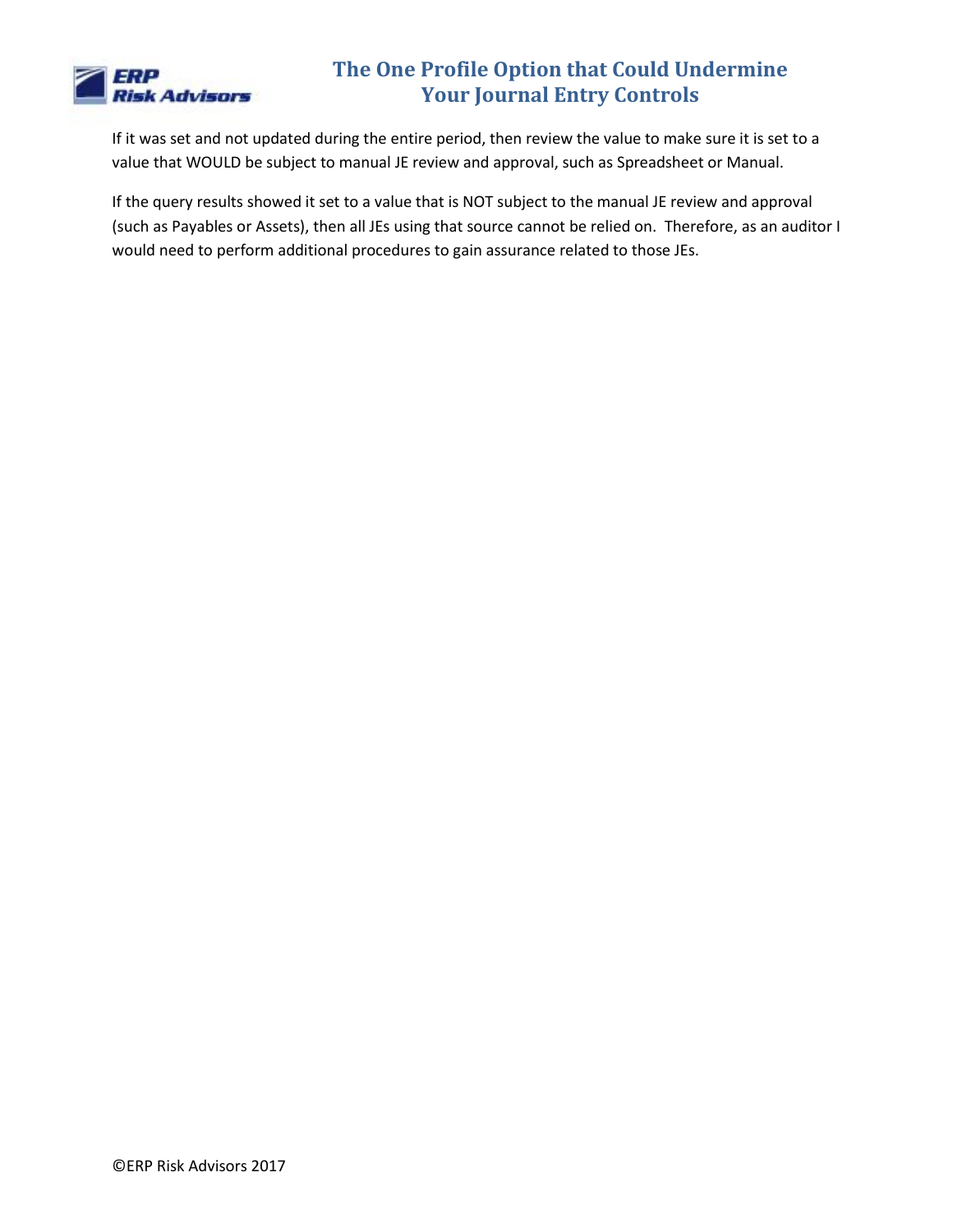If it was set and not updated during the entire period, then review the value to make sure it is set to a value that WOULD be subject to manual JE review and approval, such as Spreadsheet or Manual.

If the query results showed it set to a value that is NOT subject to the manual JE review and approval (such as Payables or Assets), then all JEs using that source cannot be relied on. Therefore, as an auditor I would need to perform additional procedures to gain assurance related to those JEs.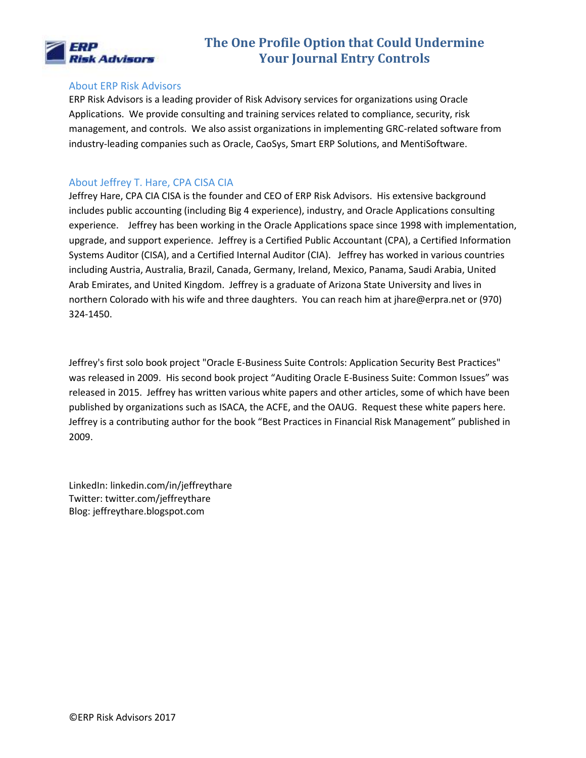## About ERP Risk Advisors

ERP Risk Advisors is a leading provider of Risk Advisory services for organizations using Oracle Applications. We provide consulting and training services related to compliance, security, risk management, and controls. We also assist organizations in implementing GRC-related software from industry-leading companies such as Oracle, CaoSys, Smart ERP Solutions, and MentiSoftware.

## About Jeffrey T. Hare, CPA CISA CIA

Jeffrey Hare, CPA CIA CISA is the founder and CEO of ERP Risk Advisors. His extensive background includes public accounting (including Big 4 experience), industry, and Oracle Applications consulting experience. Jeffrey has been working in the Oracle Applications space since 1998 with implementation, upgrade, and support experience. Jeffrey is a Certified Public Accountant (CPA), a Certified Information Systems Auditor (CISA), and a Certified Internal Auditor (CIA). Jeffrey has worked in various countries including Austria, Australia, Brazil, Canada, Germany, Ireland, Mexico, Panama, Saudi Arabia, United Arab Emirates, and United Kingdom. Jeffrey is a graduate of Arizona State University and lives in northern Colorado with his wife and three daughters. You can reach him at jhare@erpra.net or (970) 324-1450.

Jeffrey's first solo book project "Oracle E-Business Suite Controls: Application Security Best Practices" was released in 2009. His second book project "Auditing Oracle E-Business Suite: Common Issues" was released in 2015. Jeffrey has written various white papers and other articles, some of which have been published by organizations such as ISACA, the ACFE, and the OAUG. Request these white papers here. Jeffrey is a contributing author for the book "Best Practices in Financial Risk Management" published in 2009.

LinkedIn: linkedin.com/in/jeffreythare
Twitter: twitter.com/jeffreythare
Blog: jeffreythare.blogspot.com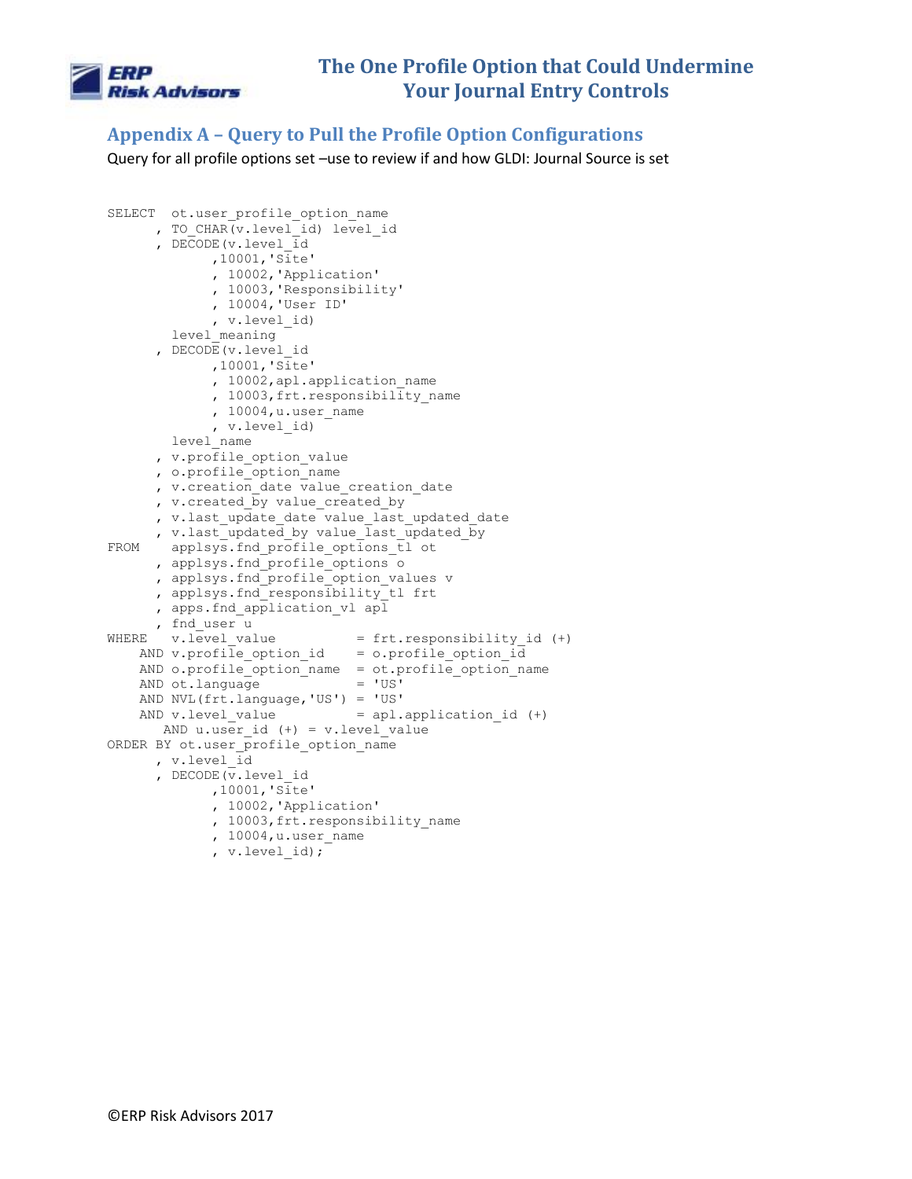## Appendix A – Query to Pull the Profile Option Configurations

Query for all profile options set –use to review if and how GLDI: Journal Source is set

```
SELECT  ot.user_profile_option_name
      , TO_CHAR(v.level_id) level_id
      , DECODE(v.level_id
             ,10001,'Site'
             , 10002,'Application'
             , 10003,'Responsibility'
             , 10004,'User ID'
             , v.level_id)
        level_meaning
      , DECODE(v.level_id
             ,10001,'Site'
             , 10002,apl.application_name
             , 10003,frt.responsibility_name
             , 10004,u.user_name
             , v.level_id)
        level_name
      , v.profile_option_value
      , o.profile_option_name
      , v.creation_date value_creation_date
      , v.created_by value_created_by
      , v.last_update_date value_last_updated_date
      , v.last_updated_by value_last_updated_by
FROM    applsys.fnd_profile_options_tl ot
      , applsys.fnd_profile_options o
      , applsys.fnd_profile_option_values v
      , applsys.fnd_responsibility_tl frt
      , apps.fnd_application_vl apl
      , fnd_user u
WHERE   v.level_value          = frt.responsibility_id (+)
    AND v.profile_option_id    = o.profile_option_id
    AND o.profile_option_name  = ot.profile_option_name
    AND ot.language            = 'US'
    AND NVL(frt.language,'US') = 'US'
    AND v.level_value          = apl.application_id (+)
       AND u.user_id (+) = v.level_value
ORDER BY ot.user_profile_option_name
      , v.level_id
      , DECODE(v.level_id
             ,10001,'Site'
             , 10002,'Application'
             , 10003,frt.responsibility_name
             , 10004,u.user_name
             , v.level_id);
```